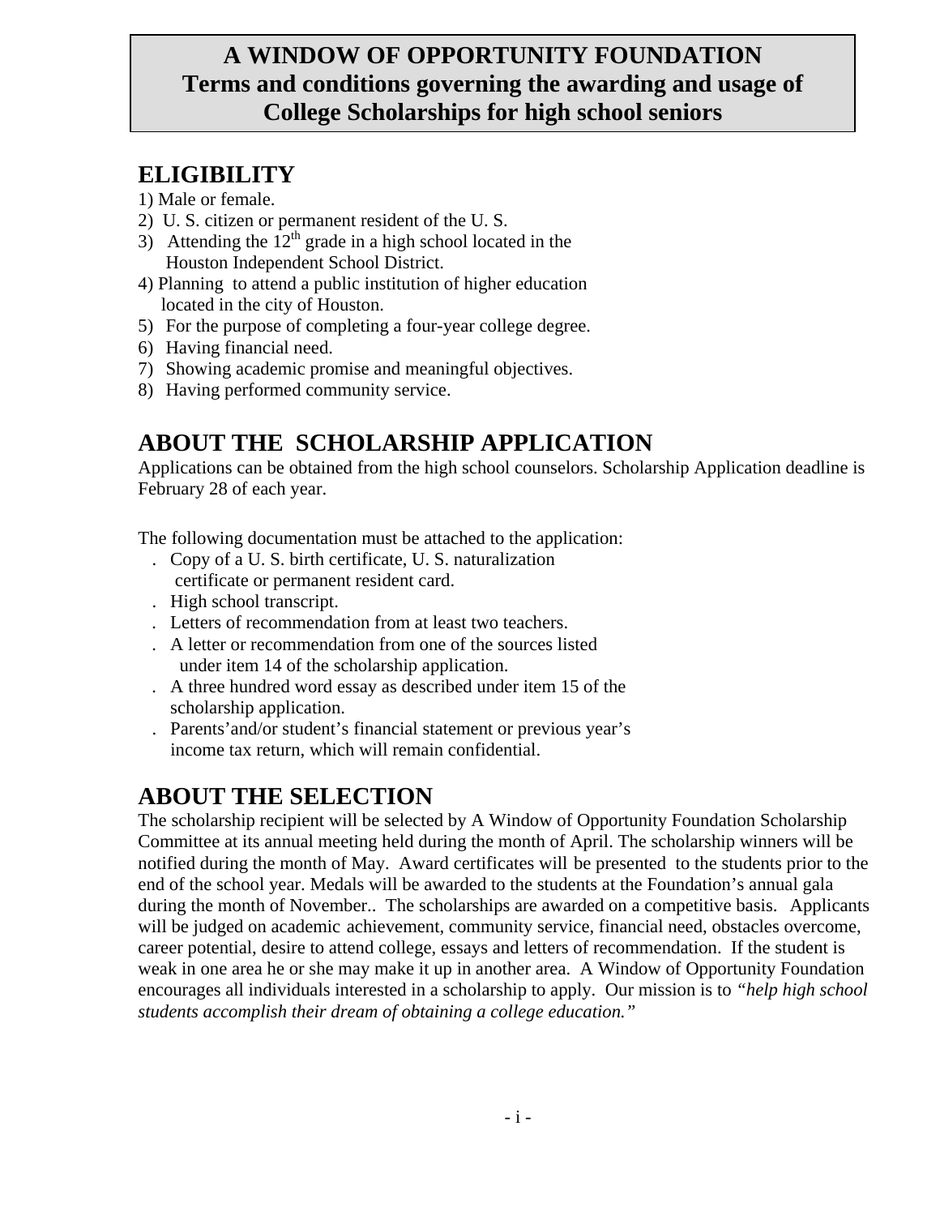# A WINDOW OF OPPORTUNITY FOUNDATION
# Terms and conditions governing the awarding and usage of College Scholarships for high school seniors

## ELIGIBILITY

1) Male or female.
2) U. S. citizen or permanent resident of the U. S.
3) Attending the 12th grade in a high school located in the Houston Independent School District.
4) Planning to attend a public institution of higher education located in the city of Houston.
5) For the purpose of completing a four-year college degree.
6) Having financial need.
7) Showing academic promise and meaningful objectives.
8) Having performed community service.

## ABOUT THE SCHOLARSHIP APPLICATION

Applications can be obtained from the high school counselors. Scholarship Application deadline is February 28 of each year.

The following documentation must be attached to the application:

- Copy of a U. S. birth certificate, U. S. naturalization certificate or permanent resident card.
- High school transcript.
- Letters of recommendation from at least two teachers.
- A letter or recommendation from one of the sources listed under item 14 of the scholarship application.
- A three hundred word essay as described under item 15 of the scholarship application.
- Parents'and/or student's financial statement or previous year's income tax return, which will remain confidential.

## ABOUT THE SELECTION

The scholarship recipient will be selected by A Window of Opportunity Foundation Scholarship Committee at its annual meeting held during the month of April. The scholarship winners will be notified during the month of May. Award certificates will be presented to the students prior to the end of the school year. Medals will be awarded to the students at the Foundation's annual gala during the month of November.. The scholarships are awarded on a competitive basis. Applicants will be judged on academic achievement, community service, financial need, obstacles overcome, career potential, desire to attend college, essays and letters of recommendation. If the student is weak in one area he or she may make it up in another area. A Window of Opportunity Foundation encourages all individuals interested in a scholarship to apply. Our mission is to *"help high school students accomplish their dream of obtaining a college education."*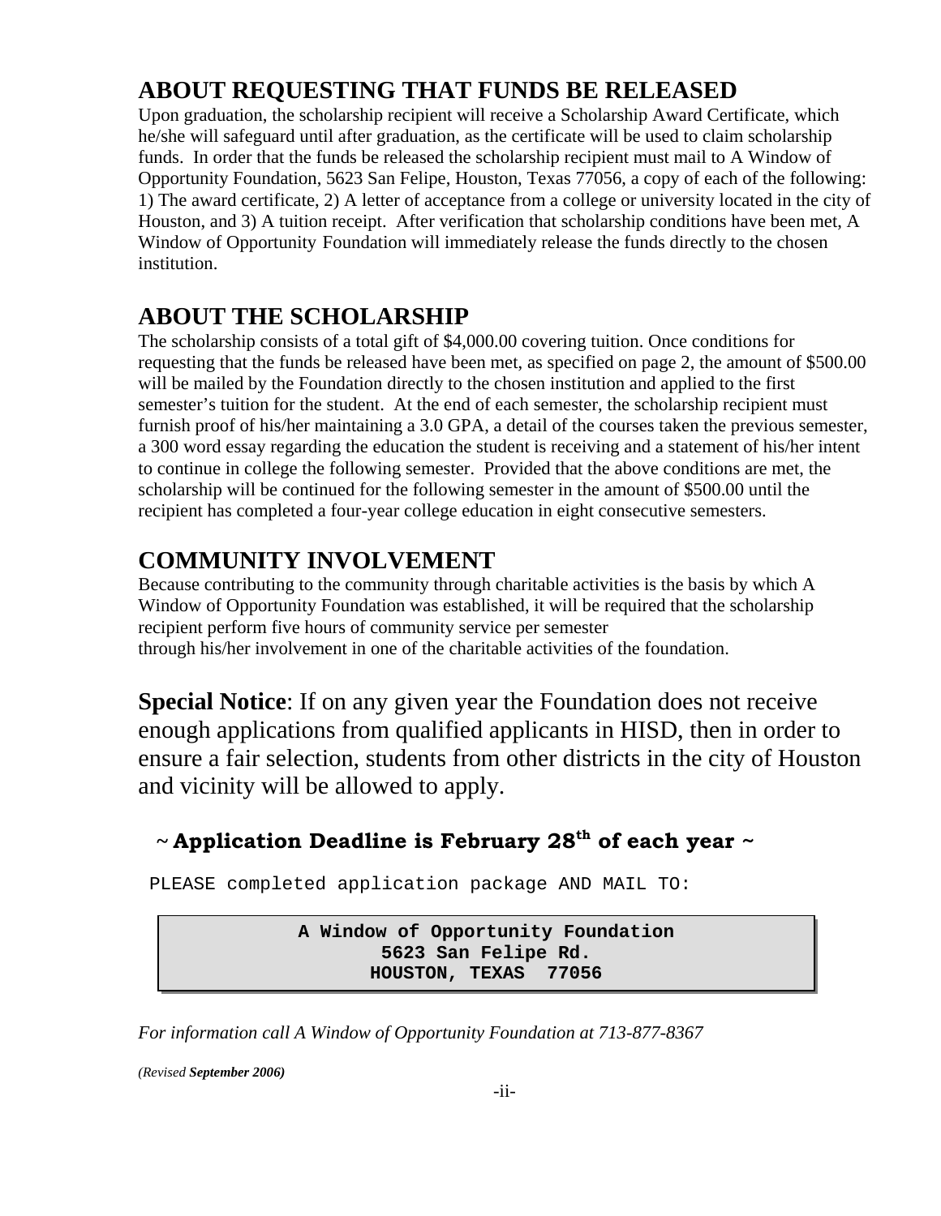## ABOUT REQUESTING THAT FUNDS BE RELEASED

Upon graduation, the scholarship recipient will receive a Scholarship Award Certificate, which he/she will safeguard until after graduation, as the certificate will be used to claim scholarship funds. In order that the funds be released the scholarship recipient must mail to A Window of Opportunity Foundation, 5623 San Felipe, Houston, Texas 77056, a copy of each of the following: 1) The award certificate, 2) A letter of acceptance from a college or university located in the city of Houston, and 3) A tuition receipt. After verification that scholarship conditions have been met, A Window of Opportunity Foundation will immediately release the funds directly to the chosen institution.

## ABOUT THE SCHOLARSHIP

The scholarship consists of a total gift of $4,000.00 covering tuition. Once conditions for requesting that the funds be released have been met, as specified on page 2, the amount of $500.00 will be mailed by the Foundation directly to the chosen institution and applied to the first semester's tuition for the student. At the end of each semester, the scholarship recipient must furnish proof of his/her maintaining a 3.0 GPA, a detail of the courses taken the previous semester, a 300 word essay regarding the education the student is receiving and a statement of his/her intent to continue in college the following semester. Provided that the above conditions are met, the scholarship will be continued for the following semester in the amount of $500.00 until the recipient has completed a four-year college education in eight consecutive semesters.

## COMMUNITY INVOLVEMENT

Because contributing to the community through charitable activities is the basis by which A Window of Opportunity Foundation was established, it will be required that the scholarship recipient perform five hours of community service per semester through his/her involvement in one of the charitable activities of the foundation.

**Special Notice**: If on any given year the Foundation does not receive enough applications from qualified applicants in HISD, then in order to ensure a fair selection, students from other districts in the city of Houston and vicinity will be allowed to apply.

### ~ Application Deadline is February 28th of each year ~

PLEASE completed application package AND MAIL TO:

**A Window of Opportunity Foundation**
**5623 San Felipe Rd.**
**HOUSTON, TEXAS 77056**

*For information call A Window of Opportunity Foundation at 713-877-8367*

*(Revised **September 2006**)*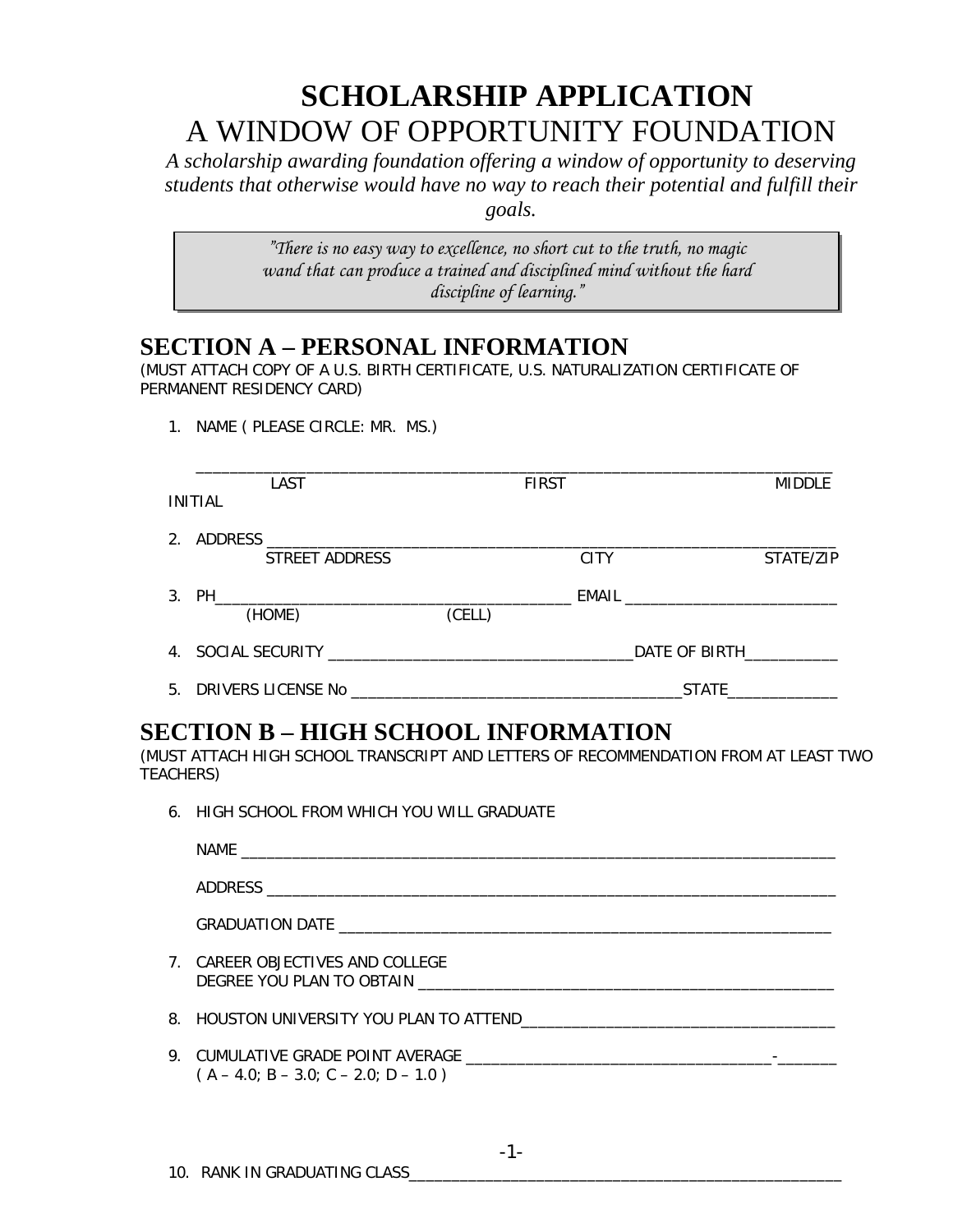# SCHOLARSHIP APPLICATION

## A WINDOW OF OPPORTUNITY FOUNDATION

*A scholarship awarding foundation offering a window of opportunity to deserving students that otherwise would have no way to reach their potential and fulfill their goals.*

> *"There is no easy way to excellence, no short cut to the truth, no magic wand that can produce a trained and disciplined mind without the hard discipline of learning."*

## SECTION A – PERSONAL INFORMATION

(MUST ATTACH COPY OF A U.S. BIRTH CERTIFICATE, U.S. NATURALIZATION CERTIFICATE OF PERMANENT RESIDENCY CARD)

1. NAME ( PLEASE CIRCLE: MR. MS.)

   ______________________________________________________________________________
   LAST FIRST MIDDLE INITIAL

2. ADDRESS ______________________________________________________________________
   STREET ADDRESS CITY STATE/ZIP

3. PH__________________________________________ EMAIL __________________________
   (HOME) (CELL)

4. SOCIAL SECURITY ____________________________________DATE OF BIRTH___________

5. DRIVERS LICENSE No _______________________________________STATE_____________

## SECTION B – HIGH SCHOOL INFORMATION

(MUST ATTACH HIGH SCHOOL TRANSCRIPT AND LETTERS OF RECOMMENDATION FROM AT LEAST TWO TEACHERS)

6. HIGH SCHOOL FROM WHICH YOU WILL GRADUATE

   NAME _________________________________________________________________________

   ADDRESS ______________________________________________________________________

   GRADUATION DATE _____________________________________________________________

7. CAREER OBJECTIVES AND COLLEGE DEGREE YOU PLAN TO OBTAIN ____________________________________________________

8. HOUSTON UNIVERSITY YOU PLAN TO ATTEND______________________________________

9. CUMULATIVE GRADE POINT AVERAGE ____________________________________-_______
   ( A – 4.0; B – 3.0; C – 2.0; D – 1.0 )

10. RANK IN GRADUATING CLASS_____________________________________________________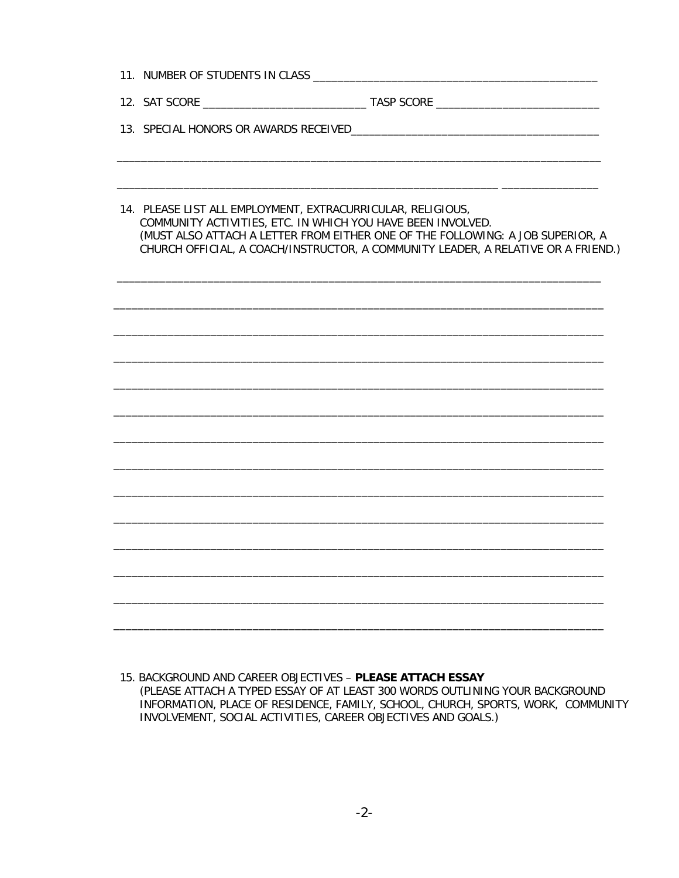11. NUMBER OF STUDENTS IN CLASS ______________________________________________

12. SAT SCORE __________________________ TASP SCORE __________________________

13. SPECIAL HONORS OR AWARDS RECEIVED_______________________________________

_____________________________________________________________________________

_____________________________________________________________________________

14. PLEASE LIST ALL EMPLOYMENT, EXTRACURRICULAR, RELIGIOUS, COMMUNITY ACTIVITIES, ETC. IN WHICH YOU HAVE BEEN INVOLVED. (MUST ALSO ATTACH A LETTER FROM EITHER ONE OF THE FOLLOWING: A JOB SUPERIOR, A CHURCH OFFICIAL, A COACH/INSTRUCTOR, A COMMUNITY LEADER, A RELATIVE OR A FRIEND.)

_____________________________________________________________________________

_____________________________________________________________________________

_____________________________________________________________________________

_____________________________________________________________________________

_____________________________________________________________________________

_____________________________________________________________________________

_____________________________________________________________________________

_____________________________________________________________________________

_____________________________________________________________________________

_____________________________________________________________________________

_____________________________________________________________________________

_____________________________________________________________________________

_____________________________________________________________________________

_____________________________________________________________________________

15. BACKGROUND AND CAREER OBJECTIVES – **PLEASE ATTACH ESSAY**
(PLEASE ATTACH A TYPED ESSAY OF AT LEAST 300 WORDS OUTLINING YOUR BACKGROUND INFORMATION, PLACE OF RESIDENCE, FAMILY, SCHOOL, CHURCH, SPORTS, WORK, COMMUNITY INVOLVEMENT, SOCIAL ACTIVITIES, CAREER OBJECTIVES AND GOALS.)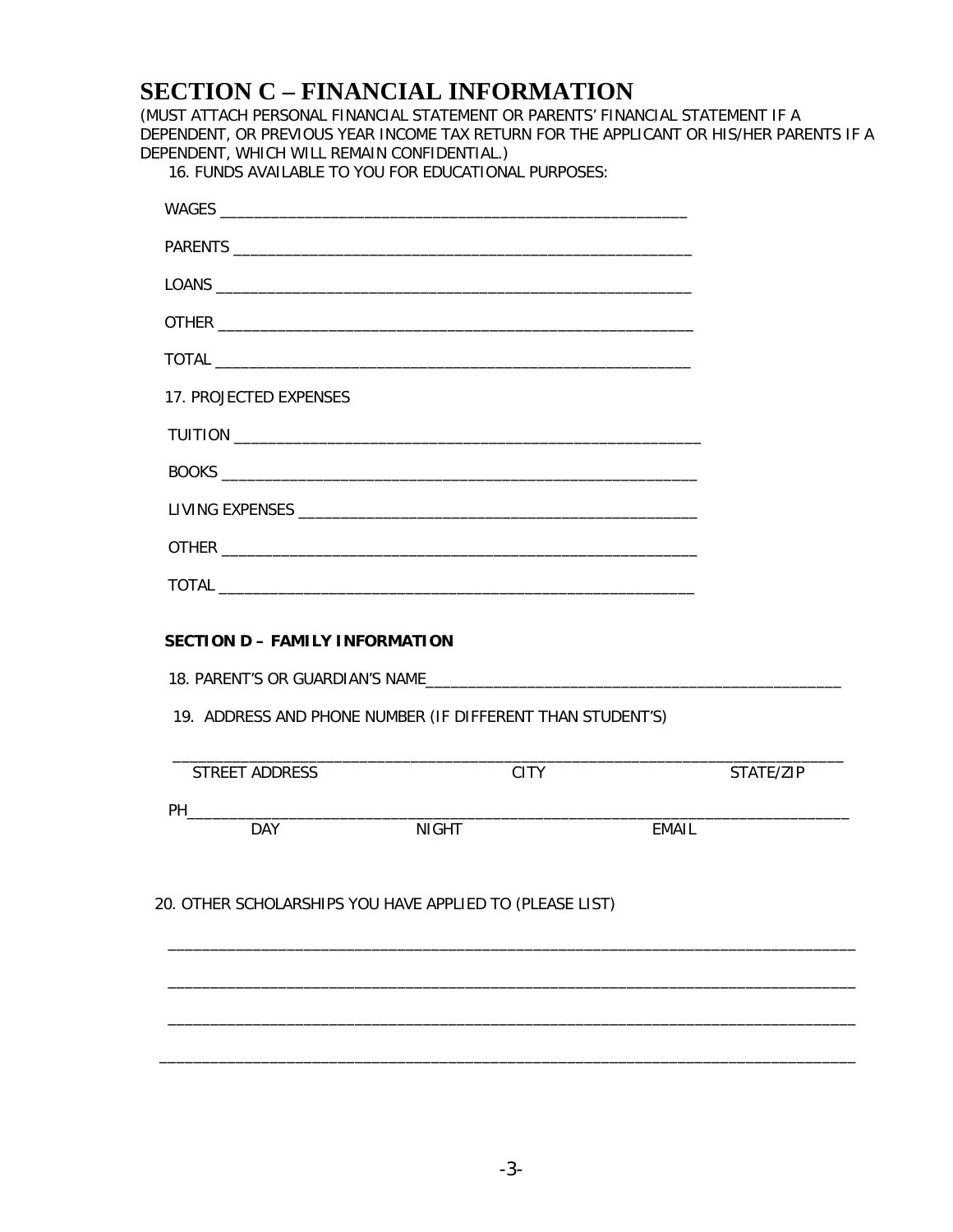# SECTION C – FINANCIAL INFORMATION

(MUST ATTACH PERSONAL FINANCIAL STATEMENT OR PARENTS' FINANCIAL STATEMENT IF A DEPENDENT, OR PREVIOUS YEAR INCOME TAX RETURN FOR THE APPLICANT OR HIS/HER PARENTS IF A DEPENDENT, WHICH WILL REMAIN CONFIDENTIAL.)

16. FUNDS AVAILABLE TO YOU FOR EDUCATIONAL PURPOSES:

WAGES ___________________________________________________________

PARENTS _________________________________________________________

LOANS ___________________________________________________________

OTHER ___________________________________________________________

TOTAL ___________________________________________________________

17. PROJECTED EXPENSES

TUITION _________________________________________________________

BOOKS ___________________________________________________________

LIVING EXPENSES _________________________________________________

OTHER ___________________________________________________________

TOTAL ___________________________________________________________

**SECTION D – FAMILY INFORMATION**

18. PARENT'S OR GUARDIAN'S NAME___________________________________________________

19. ADDRESS AND PHONE NUMBER (IF DIFFERENT THAN STUDENT'S)

_______________________________________________________________________________

STREET ADDRESS CITY STATE/ZIP

PH_____________________________________________________________________________

DAY NIGHT EMAIL

20. OTHER SCHOLARSHIPS YOU HAVE APPLIED TO (PLEASE LIST)

_______________________________________________________________________________

_______________________________________________________________________________

_______________________________________________________________________________

_______________________________________________________________________________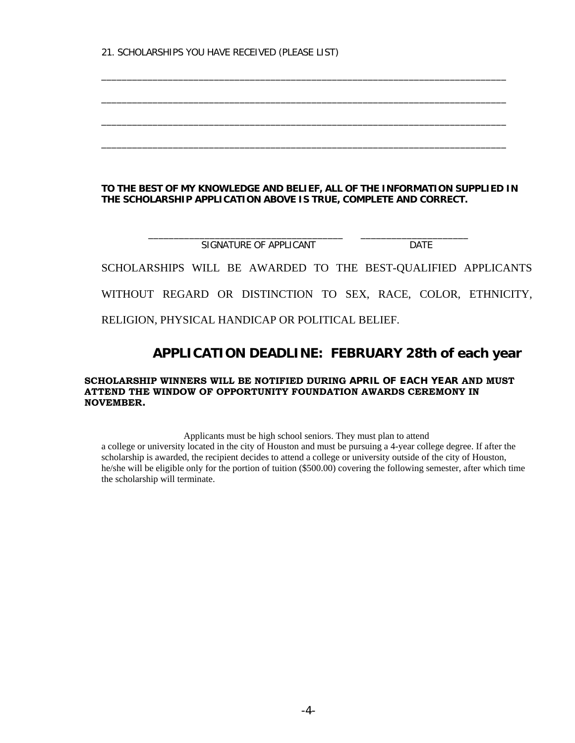21. SCHOLARSHIPS YOU HAVE RECEIVED (PLEASE LIST)

_______________________________________________________________________________

_______________________________________________________________________________

_______________________________________________________________________________

_______________________________________________________________________________

**TO THE BEST OF MY KNOWLEDGE AND BELIEF, ALL OF THE INFORMATION SUPPLIED IN THE SCHOLARSHIP APPLICATION ABOVE IS TRUE, COMPLETE AND CORRECT.**

_____________________________________ ____________________

SIGNATURE OF APPLICANT DATE

SCHOLARSHIPS WILL BE AWARDED TO THE BEST-QUALIFIED APPLICANTS WITHOUT REGARD OR DISTINCTION TO SEX, RACE, COLOR, ETHNICITY, RELIGION, PHYSICAL HANDICAP OR POLITICAL BELIEF.

## APPLICATION DEADLINE: FEBRUARY 28th of each year

**SCHOLARSHIP WINNERS WILL BE NOTIFIED DURING APRIL OF EACH YEAR AND MUST ATTEND THE WINDOW OF OPPORTUNITY FOUNDATION AWARDS CEREMONY IN NOVEMBER.**

Applicants must be high school seniors. They must plan to attend a college or university located in the city of Houston and must be pursuing a 4-year college degree. If after the scholarship is awarded, the recipient decides to attend a college or university outside of the city of Houston, he/she will be eligible only for the portion of tuition ($500.00) covering the following semester, after which time the scholarship will terminate.